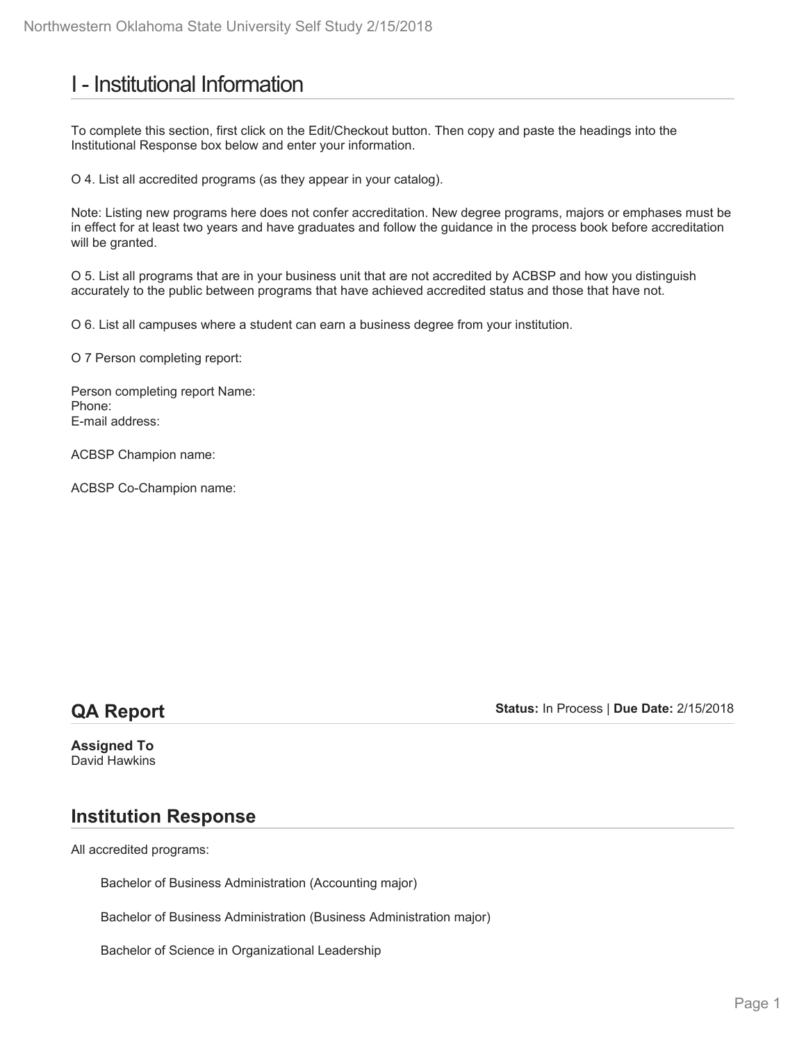# I - Institutional Information

To complete this section, first click on the Edit/Checkout button. Then copy and paste the headings into the Institutional Response box below and enter your information.

O 4. List all accredited programs (as they appear in your catalog).

Note: Listing new programs here does not confer accreditation. New degree programs, majors or emphases must be in effect for at least two years and have graduates and follow the guidance in the process book before accreditation will be granted.

O 5. List all programs that are in your business unit that are not accredited by ACBSP and how you distinguish accurately to the public between programs that have achieved accredited status and those that have not.

O 6. List all campuses where a student can earn a business degree from your institution.

O 7 Person completing report:

Person completing report Name:
Phone:
E-mail address:

ACBSP Champion name:

ACBSP Co-Champion name:

## QA Report

**Status:** In Process | **Due Date:** 2/15/2018

**Assigned To**
David Hawkins

## Institution Response

All accredited programs:

Bachelor of Business Administration (Accounting major)

Bachelor of Business Administration (Business Administration major)

Bachelor of Science in Organizational Leadership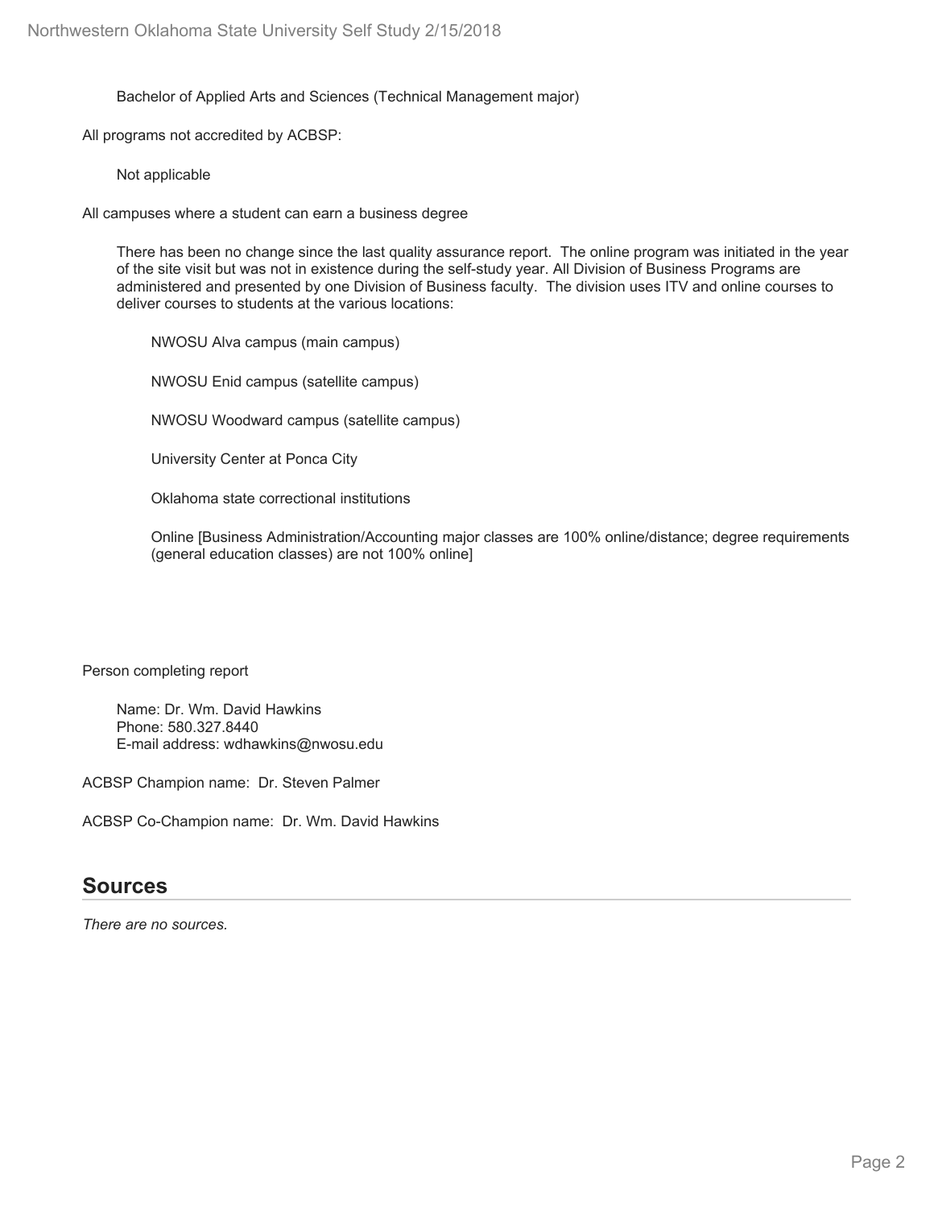Bachelor of Applied Arts and Sciences (Technical Management major)

All programs not accredited by ACBSP:

Not applicable

All campuses where a student can earn a business degree

There has been no change since the last quality assurance report. The online program was initiated in the year of the site visit but was not in existence during the self-study year. All Division of Business Programs are administered and presented by one Division of Business faculty. The division uses ITV and online courses to deliver courses to students at the various locations:

NWOSU Alva campus (main campus)

NWOSU Enid campus (satellite campus)

NWOSU Woodward campus (satellite campus)

University Center at Ponca City

Oklahoma state correctional institutions

Online [Business Administration/Accounting major classes are 100% online/distance; degree requirements (general education classes) are not 100% online]

Person completing report

Name: Dr. Wm. David Hawkins
Phone: 580.327.8440
E-mail address: wdhawkins@nwosu.edu

ACBSP Champion name: Dr. Steven Palmer

ACBSP Co-Champion name: Dr. Wm. David Hawkins

## Sources

*There are no sources.*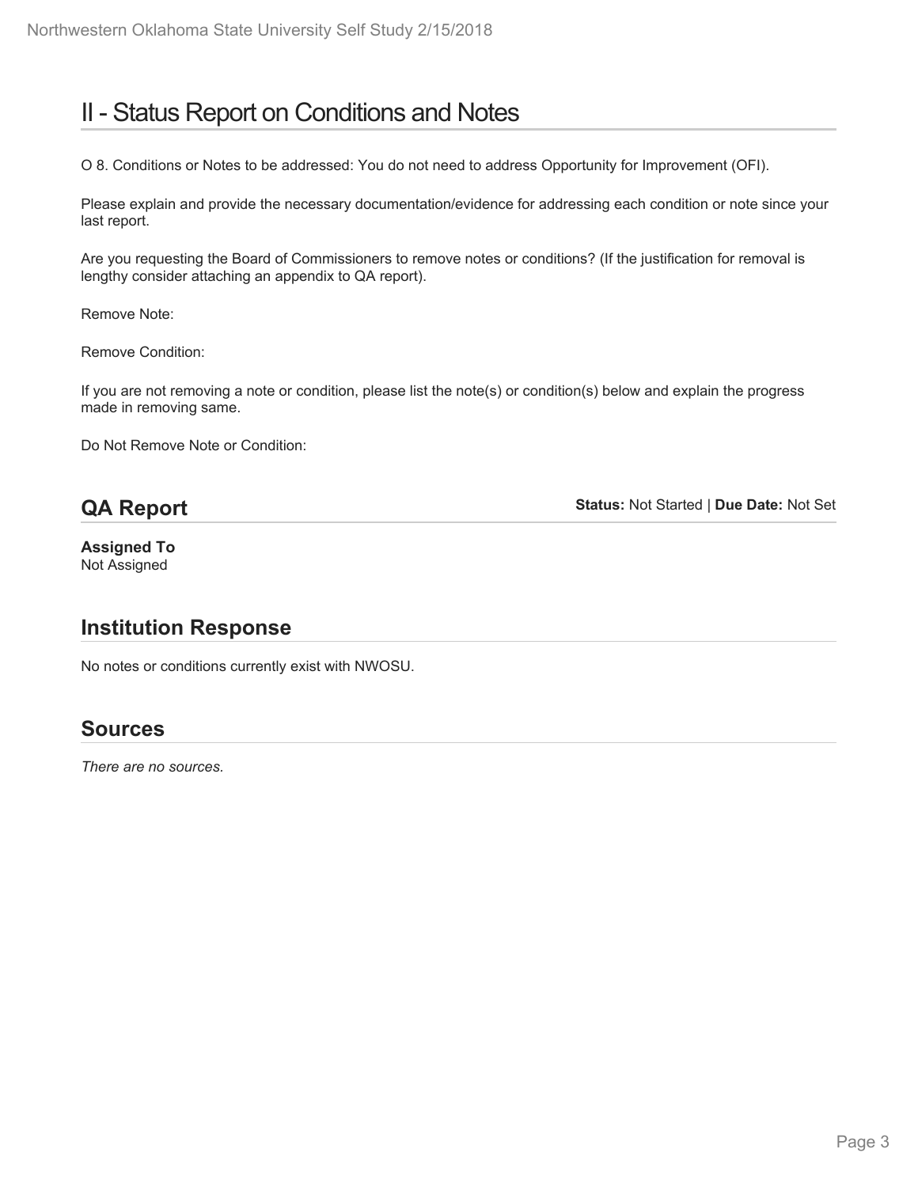# II - Status Report on Conditions and Notes

O 8. Conditions or Notes to be addressed: You do not need to address Opportunity for Improvement (OFI).

Please explain and provide the necessary documentation/evidence for addressing each condition or note since your last report.

Are you requesting the Board of Commissioners to remove notes or conditions? (If the justification for removal is lengthy consider attaching an appendix to QA report).

Remove Note:

Remove Condition:

If you are not removing a note or condition, please list the note(s) or condition(s) below and explain the progress made in removing same.

Do Not Remove Note or Condition:

## QA Report

**Status:** Not Started | **Due Date:** Not Set

**Assigned To**
Not Assigned

## Institution Response

No notes or conditions currently exist with NWOSU.

## Sources

*There are no sources.*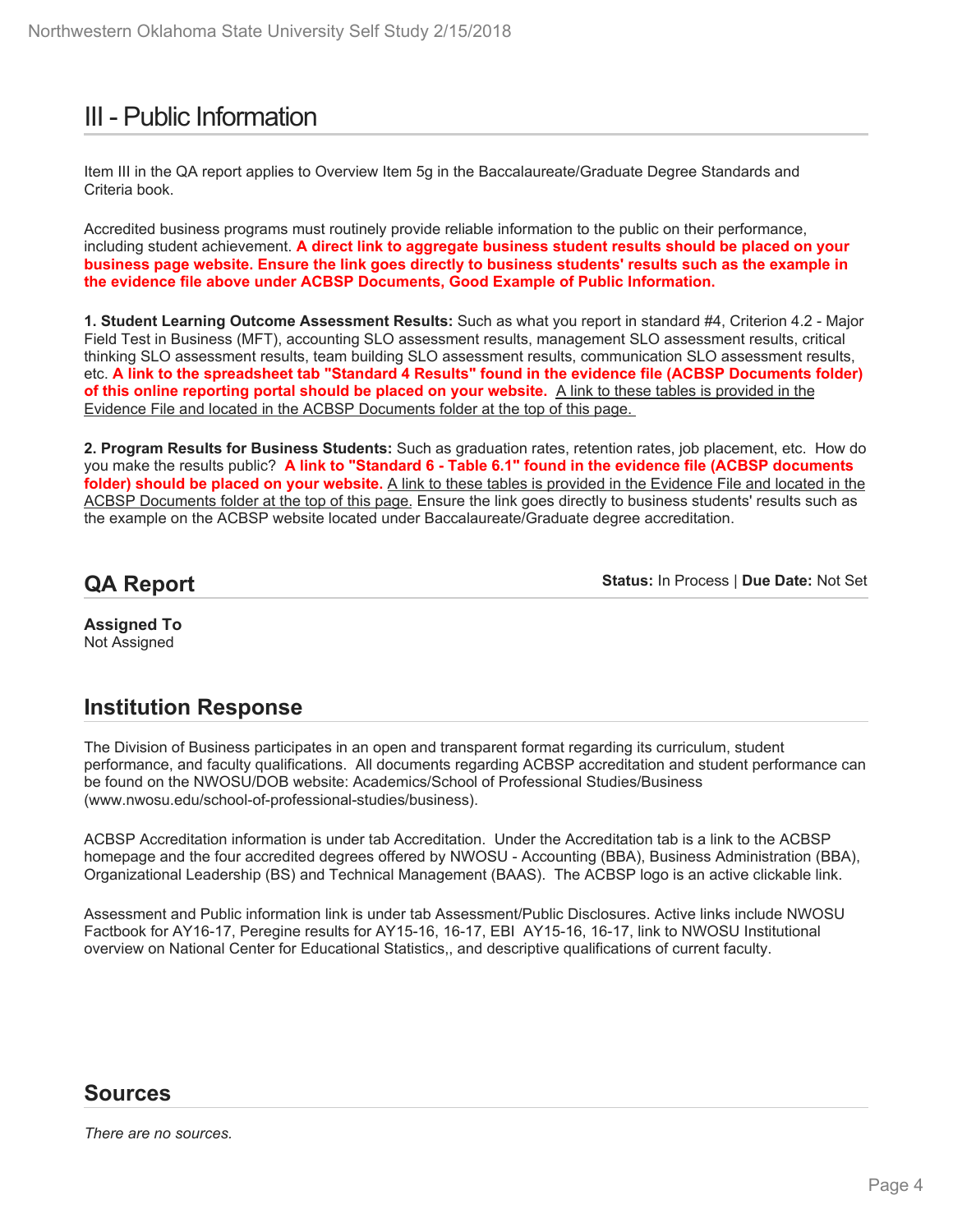# III - Public Information

Item III in the QA report applies to Overview Item 5g in the Baccalaureate/Graduate Degree Standards and Criteria book.

Accredited business programs must routinely provide reliable information to the public on their performance, including student achievement. **A direct link to aggregate business student results should be placed on your business page website. Ensure the link goes directly to business students' results such as the example in the evidence file above under ACBSP Documents, Good Example of Public Information.**

**1. Student Learning Outcome Assessment Results:** Such as what you report in standard #4, Criterion 4.2 - Major Field Test in Business (MFT), accounting SLO assessment results, management SLO assessment results, critical thinking SLO assessment results, team building SLO assessment results, communication SLO assessment results, etc. **A link to the spreadsheet tab "Standard 4 Results" found in the evidence file (ACBSP Documents folder) of this online reporting portal should be placed on your website.** A link to these tables is provided in the Evidence File and located in the ACBSP Documents folder at the top of this page.

**2. Program Results for Business Students:** Such as graduation rates, retention rates, job placement, etc. How do you make the results public? **A link to "Standard 6 - Table 6.1" found in the evidence file (ACBSP documents folder) should be placed on your website.** A link to these tables is provided in the Evidence File and located in the ACBSP Documents folder at the top of this page. Ensure the link goes directly to business students' results such as the example on the ACBSP website located under Baccalaureate/Graduate degree accreditation.

## QA Report

**Status:** In Process | **Due Date:** Not Set

**Assigned To**
Not Assigned

## Institution Response

The Division of Business participates in an open and transparent format regarding its curriculum, student performance, and faculty qualifications. All documents regarding ACBSP accreditation and student performance can be found on the NWOSU/DOB website: Academics/School of Professional Studies/Business (www.nwosu.edu/school-of-professional-studies/business).

ACBSP Accreditation information is under tab Accreditation. Under the Accreditation tab is a link to the ACBSP homepage and the four accredited degrees offered by NWOSU - Accounting (BBA), Business Administration (BBA), Organizational Leadership (BS) and Technical Management (BAAS). The ACBSP logo is an active clickable link.

Assessment and Public information link is under tab Assessment/Public Disclosures. Active links include NWOSU Factbook for AY16-17, Peregine results for AY15-16, 16-17, EBI AY15-16, 16-17, link to NWOSU Institutional overview on National Center for Educational Statistics,, and descriptive qualifications of current faculty.

## Sources

*There are no sources.*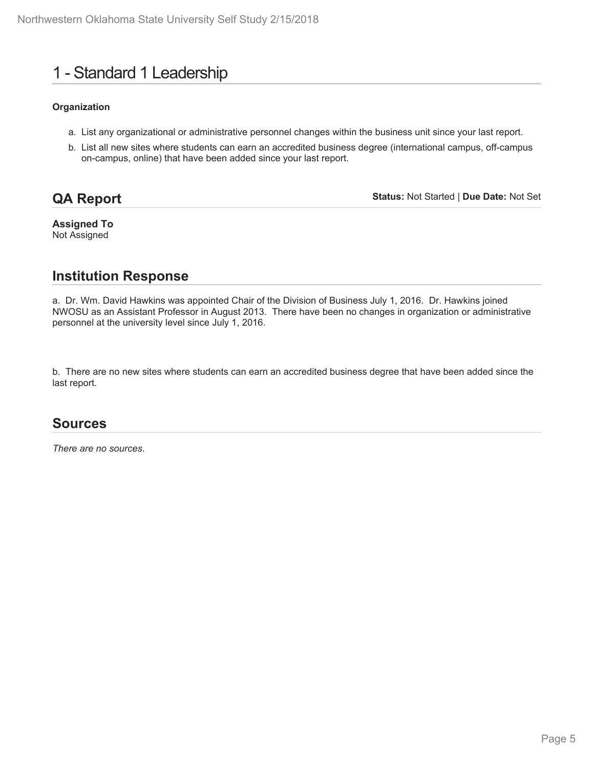# 1 - Standard 1 Leadership

**Organization**

a. List any organizational or administrative personnel changes within the business unit since your last report.
b. List all new sites where students can earn an accredited business degree (international campus, off-campus on-campus, online) that have been added since your last report.

## QA Report

**Status:** Not Started | **Due Date:** Not Set

**Assigned To**
Not Assigned

## Institution Response

a. Dr. Wm. David Hawkins was appointed Chair of the Division of Business July 1, 2016. Dr. Hawkins joined NWOSU as an Assistant Professor in August 2013. There have been no changes in organization or administrative personnel at the university level since July 1, 2016.

b. There are no new sites where students can earn an accredited business degree that have been added since the last report.

## Sources

*There are no sources.*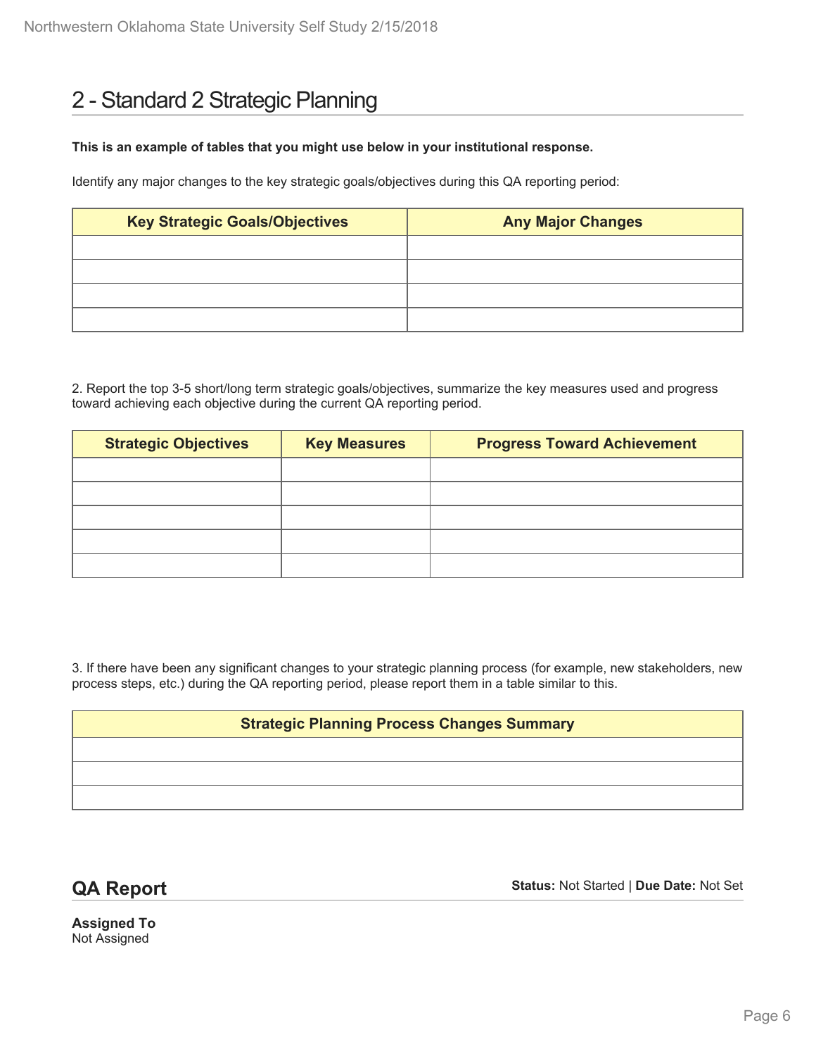## 2 - Standard 2 Strategic Planning

**This is an example of tables that you might use below in your institutional response.**

Identify any major changes to the key strategic goals/objectives during this QA reporting period:

| Key Strategic Goals/Objectives | Any Major Changes |
| --- | --- |
| | |
| | |
| | |
| | |

2. Report the top 3-5 short/long term strategic goals/objectives, summarize the key measures used and progress toward achieving each objective during the current QA reporting period.

| Strategic Objectives | Key Measures | Progress Toward Achievement |
| --- | --- | --- |
| | | |
| | | |
| | | |
| | | |
| | | |

3. If there have been any significant changes to your strategic planning process (for example, new stakeholders, new process steps, etc.) during the QA reporting period, please report them in a table similar to this.

| Strategic Planning Process Changes Summary |
| --- |
| |
| |
| |

## QA Report

**Status:** Not Started | **Due Date:** Not Set

**Assigned To**
Not Assigned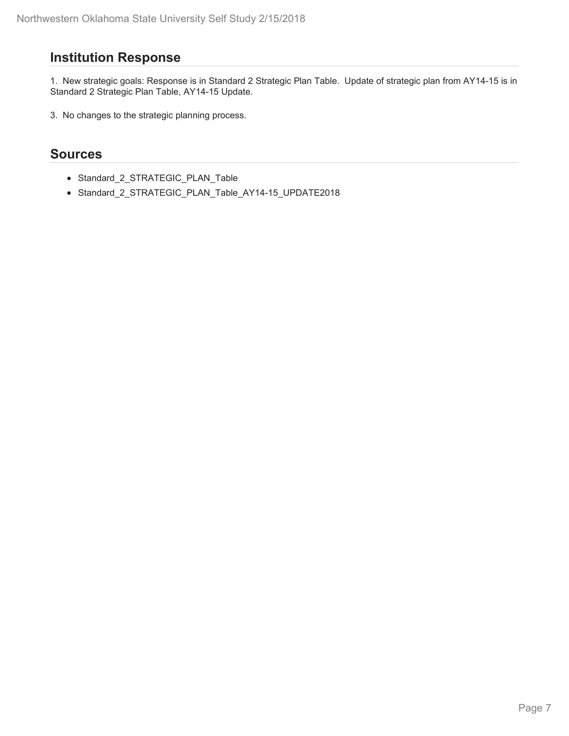## Institution Response

1. New strategic goals: Response is in Standard 2 Strategic Plan Table. Update of strategic plan from AY14-15 is in Standard 2 Strategic Plan Table, AY14-15 Update.

3. No changes to the strategic planning process.

## Sources

- Standard_2_STRATEGIC_PLAN_Table
- Standard_2_STRATEGIC_PLAN_Table_AY14-15_UPDATE2018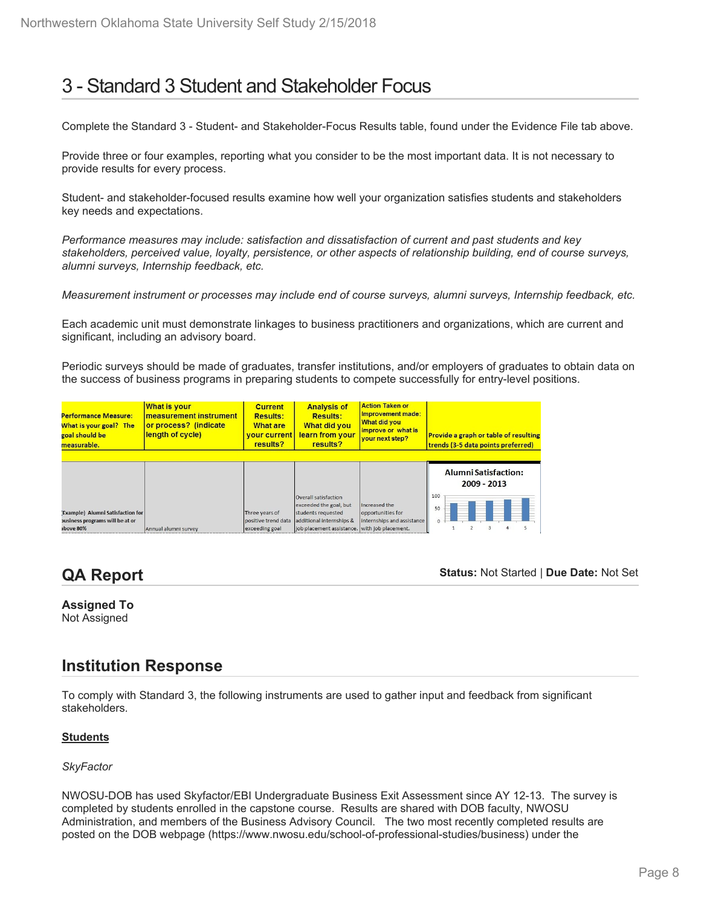# 3 - Standard 3 Student and Stakeholder Focus

Complete the Standard 3 - Student- and Stakeholder-Focus Results table, found under the Evidence File tab above.

Provide three or four examples, reporting what you consider to be the most important data. It is not necessary to provide results for every process.

Student- and stakeholder-focused results examine how well your organization satisfies students and stakeholders key needs and expectations.

*Performance measures may include: satisfaction and dissatisfaction of current and past students and key stakeholders, perceived value, loyalty, persistence, or other aspects of relationship building, end of course surveys, alumni surveys, Internship feedback, etc.*

*Measurement instrument or processes may include end of course surveys, alumni surveys, Internship feedback, etc.*

Each academic unit must demonstrate linkages to business practitioners and organizations, which are current and significant, including an advisory board.

Periodic surveys should be made of graduates, transfer institutions, and/or employers of graduates to obtain data on the success of business programs in preparing students to compete successfully for entry-level positions.

| Performance Measure: What is your goal? The goal should be measurable. | What is your measurement instrument or process? (indicate length of cycle) | Current Results: What are your current results? | Analysis of Results: What did you learn from your results? | Action Taken or Improvement made: What did you improve or what is your next step? | Provide a graph or table of resulting trends (3-5 data points preferred) |
|---|---|---|---|---|---|
| (Example) Alumni Satisfaction for business programs will be at or above 80% | Annual alumni survey | Three years of positive trend data exceeding goal | Overall satisfaction exceeded the goal, but students requested additional internships & job placement assistance. | Increased the opportunities for internships and assistance with job placement. | Alumni Satisfaction: 2009 - 2013 |

## QA Report

**Status:** Not Started | **Due Date:** Not Set

**Assigned To**
Not Assigned

## Institution Response

To comply with Standard 3, the following instruments are used to gather input and feedback from significant stakeholders.

**Students**

*SkyFactor*

NWOSU-DOB has used Skyfactor/EBI Undergraduate Business Exit Assessment since AY 12-13. The survey is completed by students enrolled in the capstone course. Results are shared with DOB faculty, NWOSU Administration, and members of the Business Advisory Council. The two most recently completed results are posted on the DOB webpage (https://www.nwosu.edu/school-of-professional-studies/business) under the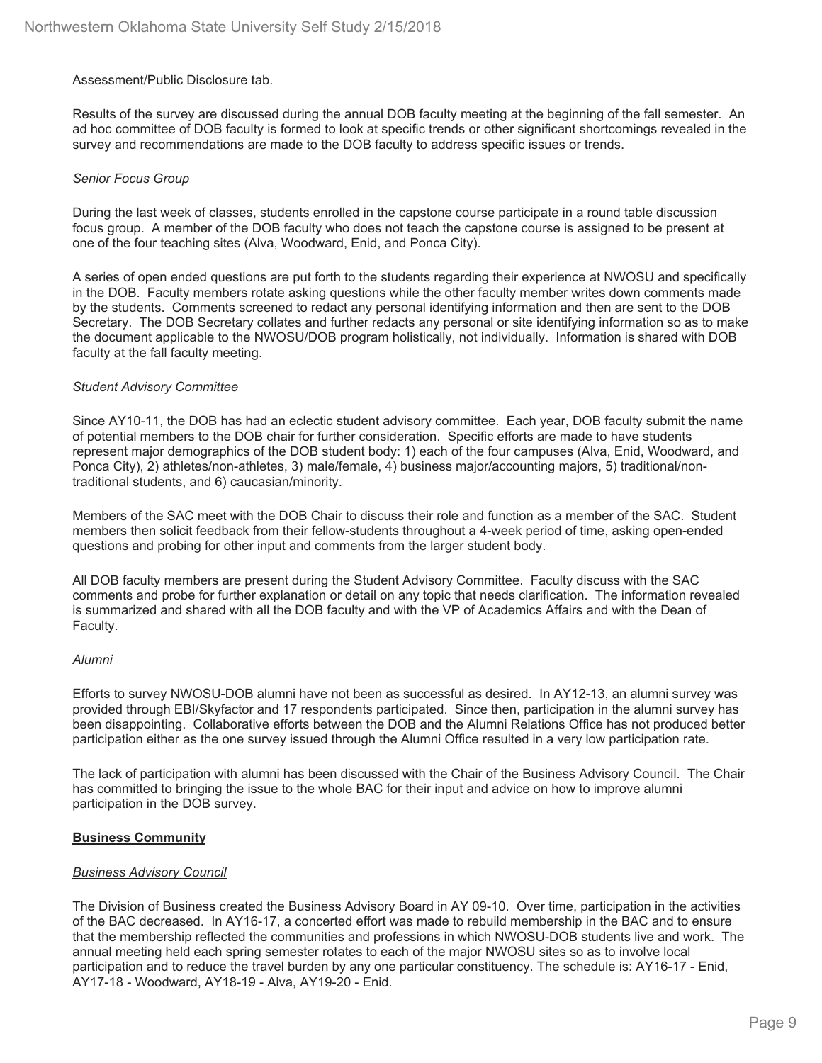Assessment/Public Disclosure tab.

Results of the survey are discussed during the annual DOB faculty meeting at the beginning of the fall semester. An ad hoc committee of DOB faculty is formed to look at specific trends or other significant shortcomings revealed in the survey and recommendations are made to the DOB faculty to address specific issues or trends.

*Senior Focus Group*

During the last week of classes, students enrolled in the capstone course participate in a round table discussion focus group. A member of the DOB faculty who does not teach the capstone course is assigned to be present at one of the four teaching sites (Alva, Woodward, Enid, and Ponca City).

A series of open ended questions are put forth to the students regarding their experience at NWOSU and specifically in the DOB. Faculty members rotate asking questions while the other faculty member writes down comments made by the students. Comments screened to redact any personal identifying information and then are sent to the DOB Secretary. The DOB Secretary collates and further redacts any personal or site identifying information so as to make the document applicable to the NWOSU/DOB program holistically, not individually. Information is shared with DOB faculty at the fall faculty meeting.

*Student Advisory Committee*

Since AY10-11, the DOB has had an eclectic student advisory committee. Each year, DOB faculty submit the name of potential members to the DOB chair for further consideration. Specific efforts are made to have students represent major demographics of the DOB student body: 1) each of the four campuses (Alva, Enid, Woodward, and Ponca City), 2) athletes/non-athletes, 3) male/female, 4) business major/accounting majors, 5) traditional/non-traditional students, and 6) caucasian/minority.

Members of the SAC meet with the DOB Chair to discuss their role and function as a member of the SAC. Student members then solicit feedback from their fellow-students throughout a 4-week period of time, asking open-ended questions and probing for other input and comments from the larger student body.

All DOB faculty members are present during the Student Advisory Committee. Faculty discuss with the SAC comments and probe for further explanation or detail on any topic that needs clarification. The information revealed is summarized and shared with all the DOB faculty and with the VP of Academics Affairs and with the Dean of Faculty.

*Alumni*

Efforts to survey NWOSU-DOB alumni have not been as successful as desired. In AY12-13, an alumni survey was provided through EBI/Skyfactor and 17 respondents participated. Since then, participation in the alumni survey has been disappointing. Collaborative efforts between the DOB and the Alumni Relations Office has not produced better participation either as the one survey issued through the Alumni Office resulted in a very low participation rate.

The lack of participation with alumni has been discussed with the Chair of the Business Advisory Council. The Chair has committed to bringing the issue to the whole BAC for their input and advice on how to improve alumni participation in the DOB survey.

**Business Community**

*Business Advisory Council*

The Division of Business created the Business Advisory Board in AY 09-10. Over time, participation in the activities of the BAC decreased. In AY16-17, a concerted effort was made to rebuild membership in the BAC and to ensure that the membership reflected the communities and professions in which NWOSU-DOB students live and work. The annual meeting held each spring semester rotates to each of the major NWOSU sites so as to involve local participation and to reduce the travel burden by any one particular constituency. The schedule is: AY16-17 - Enid, AY17-18 - Woodward, AY18-19 - Alva, AY19-20 - Enid.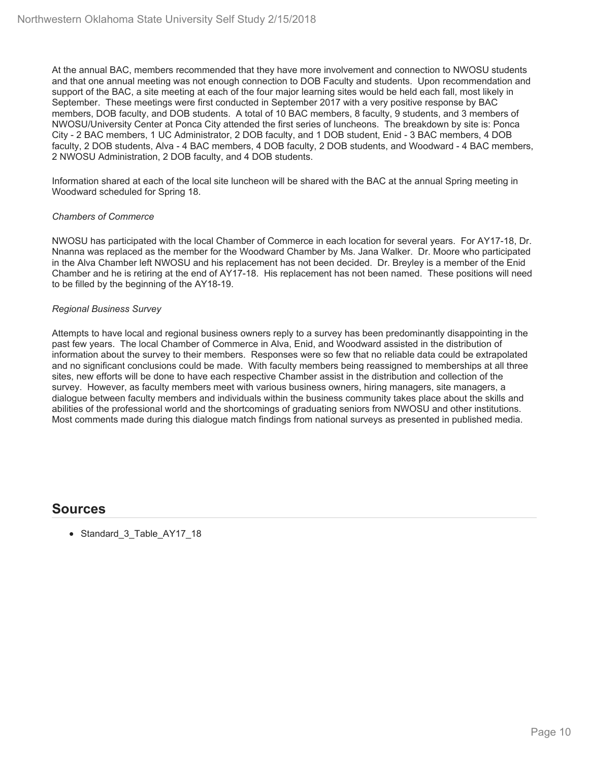At the annual BAC, members recommended that they have more involvement and connection to NWOSU students and that one annual meeting was not enough connection to DOB Faculty and students. Upon recommendation and support of the BAC, a site meeting at each of the four major learning sites would be held each fall, most likely in September. These meetings were first conducted in September 2017 with a very positive response by BAC members, DOB faculty, and DOB students. A total of 10 BAC members, 8 faculty, 9 students, and 3 members of NWOSU/University Center at Ponca City attended the first series of luncheons. The breakdown by site is: Ponca City - 2 BAC members, 1 UC Administrator, 2 DOB faculty, and 1 DOB student, Enid - 3 BAC members, 4 DOB faculty, 2 DOB students, Alva - 4 BAC members, 4 DOB faculty, 2 DOB students, and Woodward - 4 BAC members, 2 NWOSU Administration, 2 DOB faculty, and 4 DOB students.

Information shared at each of the local site luncheon will be shared with the BAC at the annual Spring meeting in Woodward scheduled for Spring 18.

*Chambers of Commerce*

NWOSU has participated with the local Chamber of Commerce in each location for several years. For AY17-18, Dr. Nnanna was replaced as the member for the Woodward Chamber by Ms. Jana Walker. Dr. Moore who participated in the Alva Chamber left NWOSU and his replacement has not been decided. Dr. Breyley is a member of the Enid Chamber and he is retiring at the end of AY17-18. His replacement has not been named. These positions will need to be filled by the beginning of the AY18-19.

*Regional Business Survey*

Attempts to have local and regional business owners reply to a survey has been predominantly disappointing in the past few years. The local Chamber of Commerce in Alva, Enid, and Woodward assisted in the distribution of information about the survey to their members. Responses were so few that no reliable data could be extrapolated and no significant conclusions could be made. With faculty members being reassigned to memberships at all three sites, new efforts will be done to have each respective Chamber assist in the distribution and collection of the survey. However, as faculty members meet with various business owners, hiring managers, site managers, a dialogue between faculty members and individuals within the business community takes place about the skills and abilities of the professional world and the shortcomings of graduating seniors from NWOSU and other institutions. Most comments made during this dialogue match findings from national surveys as presented in published media.

## Sources

- Standard_3_Table_AY17_18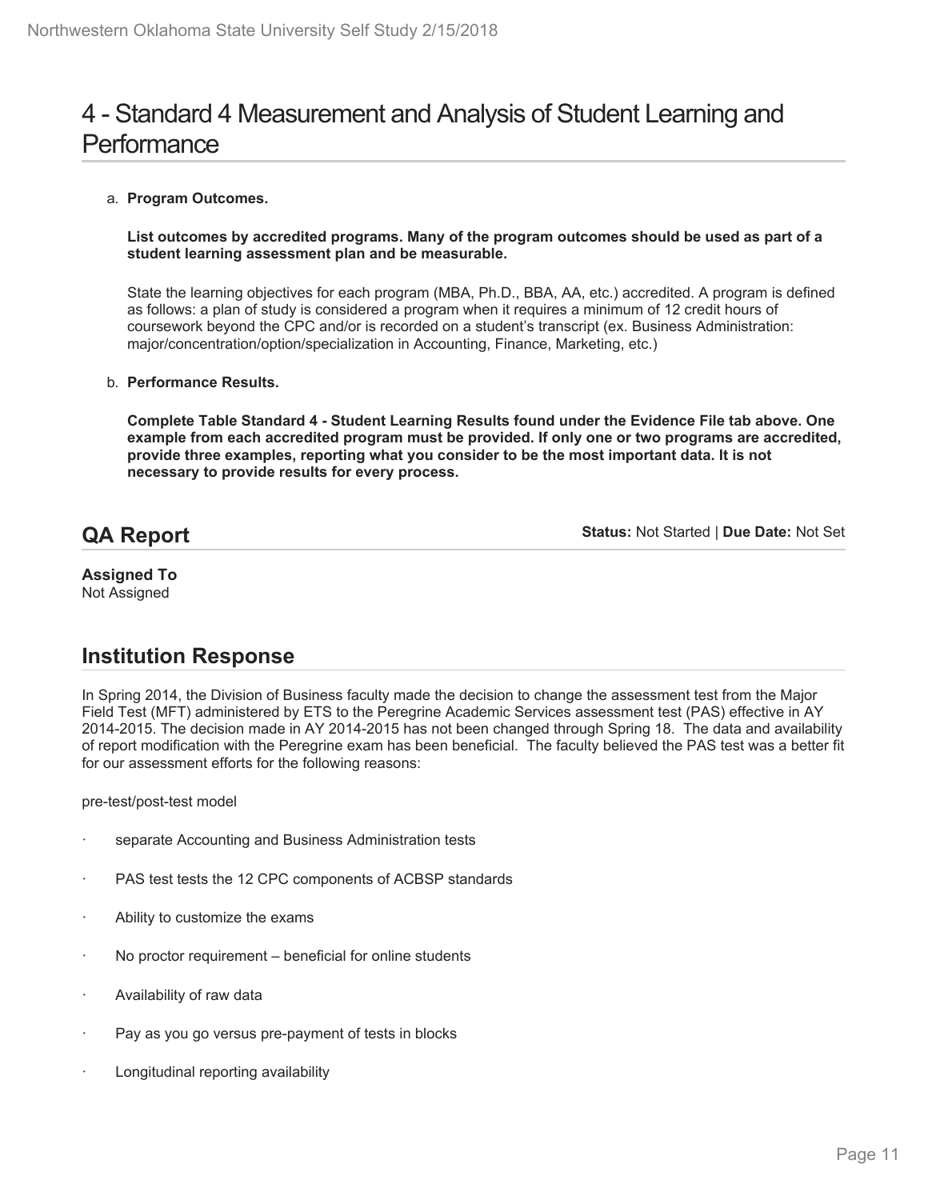# 4 - Standard 4 Measurement and Analysis of Student Learning and Performance

a. **Program Outcomes.**

**List outcomes by accredited programs. Many of the program outcomes should be used as part of a student learning assessment plan and be measurable.**

State the learning objectives for each program (MBA, Ph.D., BBA, AA, etc.) accredited. A program is defined as follows: a plan of study is considered a program when it requires a minimum of 12 credit hours of coursework beyond the CPC and/or is recorded on a student's transcript (ex. Business Administration: major/concentration/option/specialization in Accounting, Finance, Marketing, etc.)

b. **Performance Results.**

**Complete Table Standard 4 - Student Learning Results found under the Evidence File tab above. One example from each accredited program must be provided. If only one or two programs are accredited, provide three examples, reporting what you consider to be the most important data. It is not necessary to provide results for every process.**

## QA Report

**Status:** Not Started | **Due Date:** Not Set

**Assigned To**
Not Assigned

## Institution Response

In Spring 2014, the Division of Business faculty made the decision to change the assessment test from the Major Field Test (MFT) administered by ETS to the Peregrine Academic Services assessment test (PAS) effective in AY 2014-2015. The decision made in AY 2014-2015 has not been changed through Spring 18. The data and availability of report modification with the Peregrine exam has been beneficial. The faculty believed the PAS test was a better fit for our assessment efforts for the following reasons:

pre-test/post-test model

- separate Accounting and Business Administration tests
- PAS test tests the 12 CPC components of ACBSP standards
- Ability to customize the exams
- No proctor requirement – beneficial for online students
- Availability of raw data
- Pay as you go versus pre-payment of tests in blocks
- Longitudinal reporting availability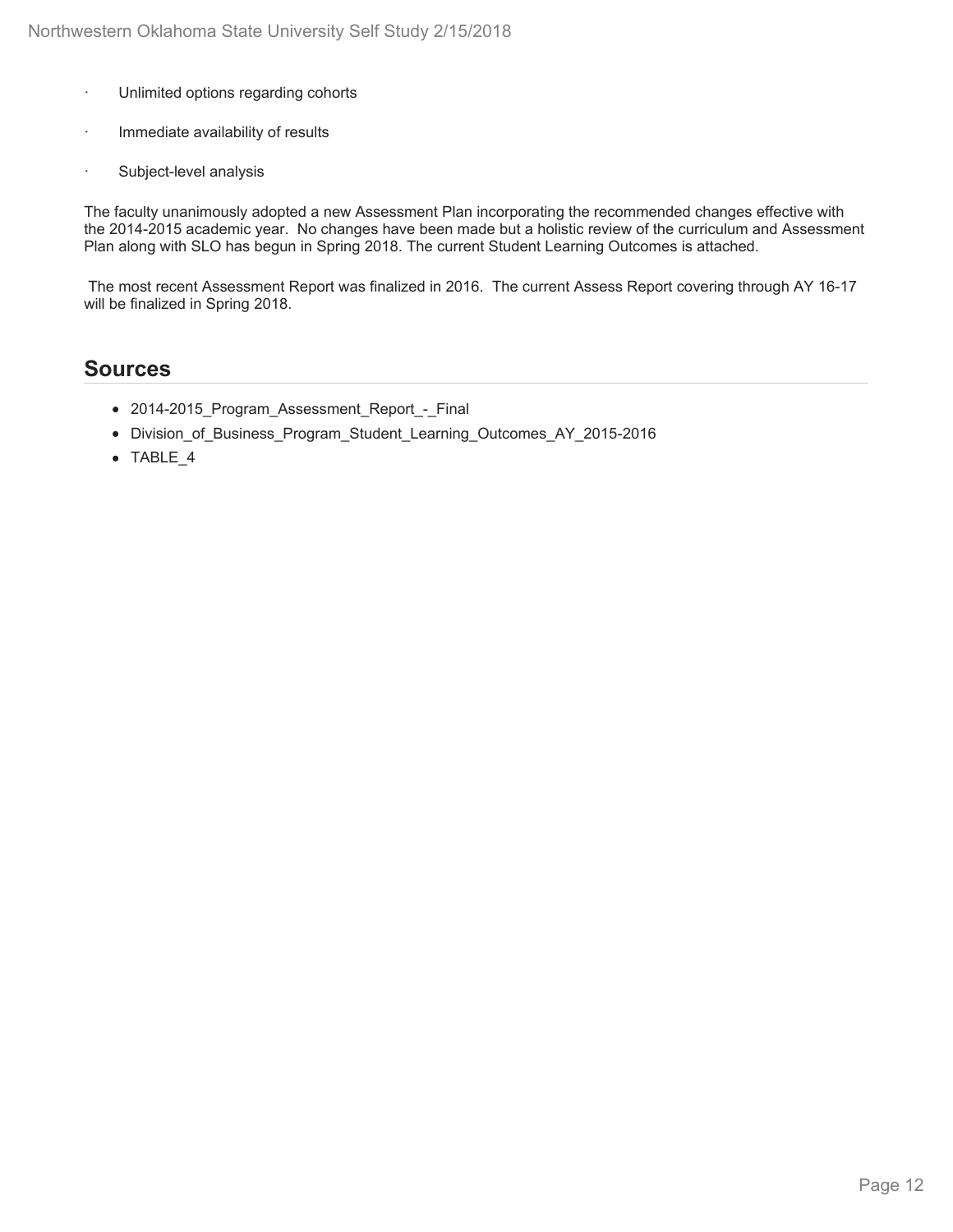- Unlimited options regarding cohorts
- Immediate availability of results
- Subject-level analysis

The faculty unanimously adopted a new Assessment Plan incorporating the recommended changes effective with the 2014-2015 academic year. No changes have been made but a holistic review of the curriculum and Assessment Plan along with SLO has begun in Spring 2018. The current Student Learning Outcomes is attached.

The most recent Assessment Report was finalized in 2016. The current Assess Report covering through AY 16-17 will be finalized in Spring 2018.

## Sources

- 2014-2015_Program_Assessment_Report_-_Final
- Division_of_Business_Program_Student_Learning_Outcomes_AY_2015-2016
- TABLE_4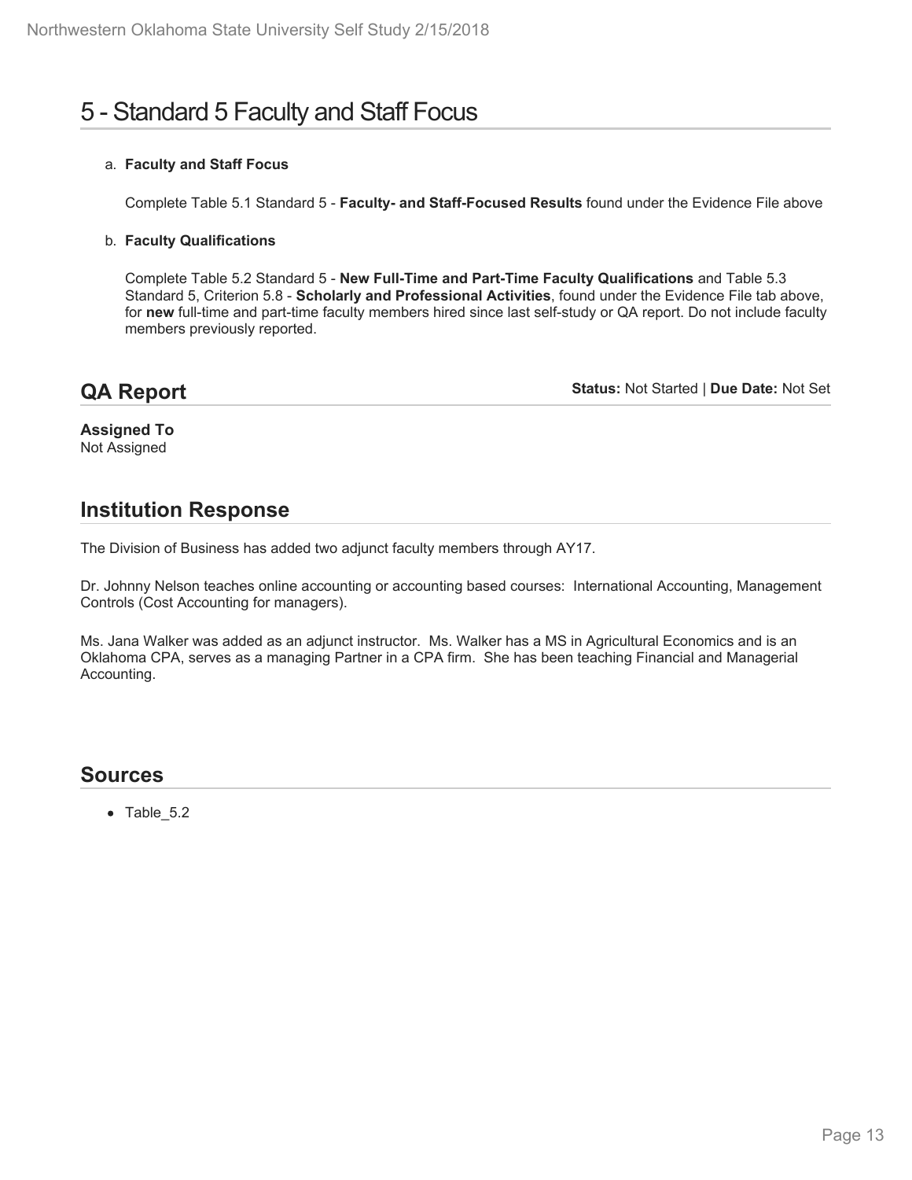# 5 - Standard 5 Faculty and Staff Focus

a. **Faculty and Staff Focus**

   Complete Table 5.1 Standard 5 - **Faculty- and Staff-Focused Results** found under the Evidence File above

b. **Faculty Qualifications**

   Complete Table 5.2 Standard 5 - **New Full-Time and Part-Time Faculty Qualifications** and Table 5.3 Standard 5, Criterion 5.8 - **Scholarly and Professional Activities**, found under the Evidence File tab above, for **new** full-time and part-time faculty members hired since last self-study or QA report. Do not include faculty members previously reported.

## QA Report

**Status:** Not Started | **Due Date:** Not Set

**Assigned To**
Not Assigned

## Institution Response

The Division of Business has added two adjunct faculty members through AY17.

Dr. Johnny Nelson teaches online accounting or accounting based courses: International Accounting, Management Controls (Cost Accounting for managers).

Ms. Jana Walker was added as an adjunct instructor. Ms. Walker has a MS in Agricultural Economics and is an Oklahoma CPA, serves as a managing Partner in a CPA firm. She has been teaching Financial and Managerial Accounting.

## Sources

- Table_5.2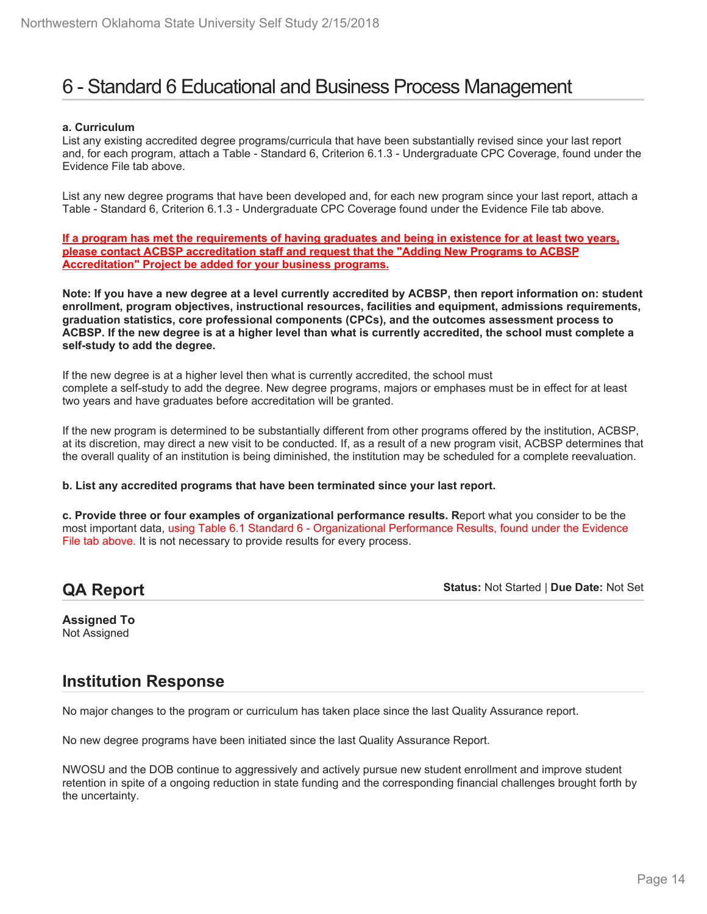# 6 - Standard 6 Educational and Business Process Management

**a. Curriculum**
List any existing accredited degree programs/curricula that have been substantially revised since your last report and, for each program, attach a Table - Standard 6, Criterion 6.1.3 - Undergraduate CPC Coverage, found under the Evidence File tab above.

List any new degree programs that have been developed and, for each new program since your last report, attach a Table - Standard 6, Criterion 6.1.3 - Undergraduate CPC Coverage found under the Evidence File tab above.

**If a program has met the requirements of having graduates and being in existence for at least two years, please contact ACBSP accreditation staff and request that the "Adding New Programs to ACBSP Accreditation" Project be added for your business programs.**

**Note: If you have a new degree at a level currently accredited by ACBSP, then report information on: student enrollment, program objectives, instructional resources, facilities and equipment, admissions requirements, graduation statistics, core professional components (CPCs), and the outcomes assessment process to ACBSP. If the new degree is at a higher level than what is currently accredited, the school must complete a self-study to add the degree.**

If the new degree is at a higher level then what is currently accredited, the school must complete a self-study to add the degree. New degree programs, majors or emphases must be in effect for at least two years and have graduates before accreditation will be granted.

If the new program is determined to be substantially different from other programs offered by the institution, ACBSP, at its discretion, may direct a new visit to be conducted. If, as a result of a new program visit, ACBSP determines that the overall quality of an institution is being diminished, the institution may be scheduled for a complete reevaluation.

**b. List any accredited programs that have been terminated since your last report.**

**c. Provide three or four examples of organizational performance results. R**eport what you consider to be the most important data, using Table 6.1 Standard 6 - Organizational Performance Results, found under the Evidence File tab above. It is not necessary to provide results for every process.

## QA Report

**Status:** Not Started | **Due Date:** Not Set

**Assigned To**
Not Assigned

## Institution Response

No major changes to the program or curriculum has taken place since the last Quality Assurance report.

No new degree programs have been initiated since the last Quality Assurance Report.

NWOSU and the DOB continue to aggressively and actively pursue new student enrollment and improve student retention in spite of a ongoing reduction in state funding and the corresponding financial challenges brought forth by the uncertainty.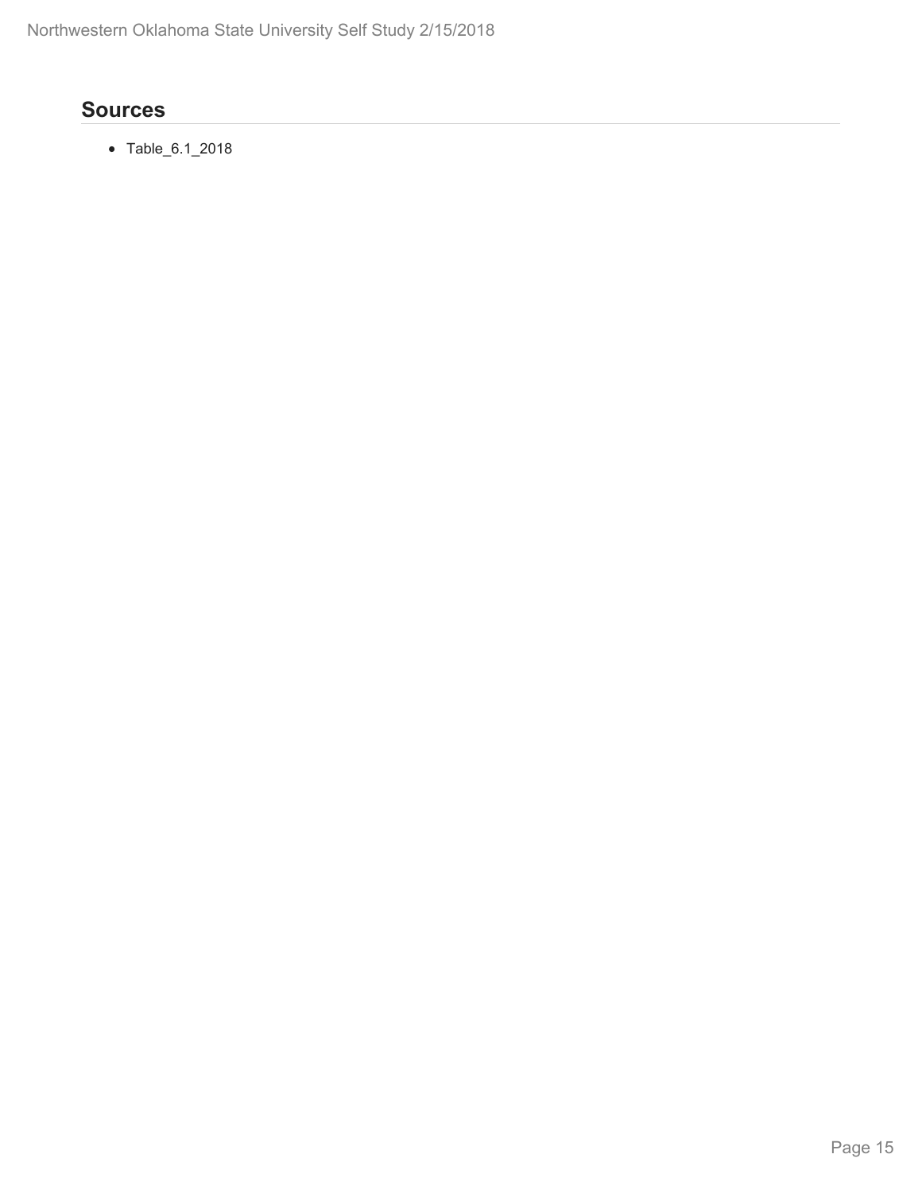## Sources

- Table_6.1_2018